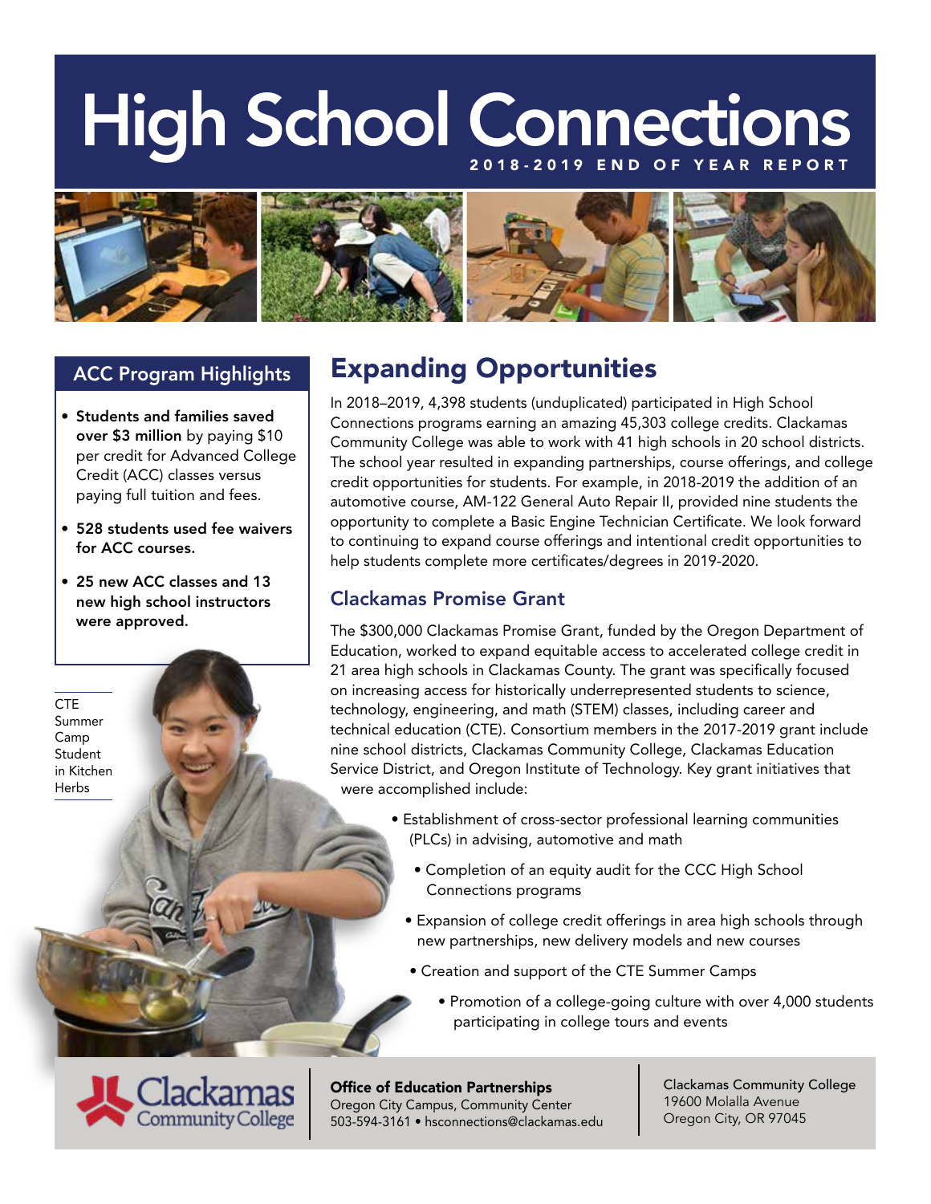# High School Connections

2018-2019 END OF YEAR REPORT

## ACC Program Highlights

- **Students and families saved over $3 million** by paying $10 per credit for Advanced College Credit (ACC) classes versus paying full tuition and fees.
- **528 students used fee waivers for ACC courses.**
- **25 new ACC classes and 13 new high school instructors were approved.**

CTE Summer Camp Student in Kitchen Herbs

## Expanding Opportunities

In 2018–2019, 4,398 students (unduplicated) participated in High School Connections programs earning an amazing 45,303 college credits. Clackamas Community College was able to work with 41 high schools in 20 school districts. The school year resulted in expanding partnerships, course offerings, and college credit opportunities for students. For example, in 2018-2019 the addition of an automotive course, AM-122 General Auto Repair II, provided nine students the opportunity to complete a Basic Engine Technician Certificate. We look forward to continuing to expand course offerings and intentional credit opportunities to help students complete more certificates/degrees in 2019-2020.

### Clackamas Promise Grant

The $300,000 Clackamas Promise Grant, funded by the Oregon Department of Education, worked to expand equitable access to accelerated college credit in 21 area high schools in Clackamas County. The grant was specifically focused on increasing access for historically underrepresented students to science, technology, engineering, and math (STEM) classes, including career and technical education (CTE). Consortium members in the 2017-2019 grant include nine school districts, Clackamas Community College, Clackamas Education Service District, and Oregon Institute of Technology. Key grant initiatives that were accomplished include:

- Establishment of cross-sector professional learning communities (PLCs) in advising, automotive and math
- Completion of an equity audit for the CCC High School Connections programs
- Expansion of college credit offerings in area high schools through new partnerships, new delivery models and new courses
- Creation and support of the CTE Summer Camps
- Promotion of a college-going culture with over 4,000 students participating in college tours and events

Clackamas Community College

**Office of Education Partnerships**
Oregon City Campus, Community Center
503-594-3161 • hsconnections@clackamas.edu

Clackamas Community College
19600 Molalla Avenue
Oregon City, OR 97045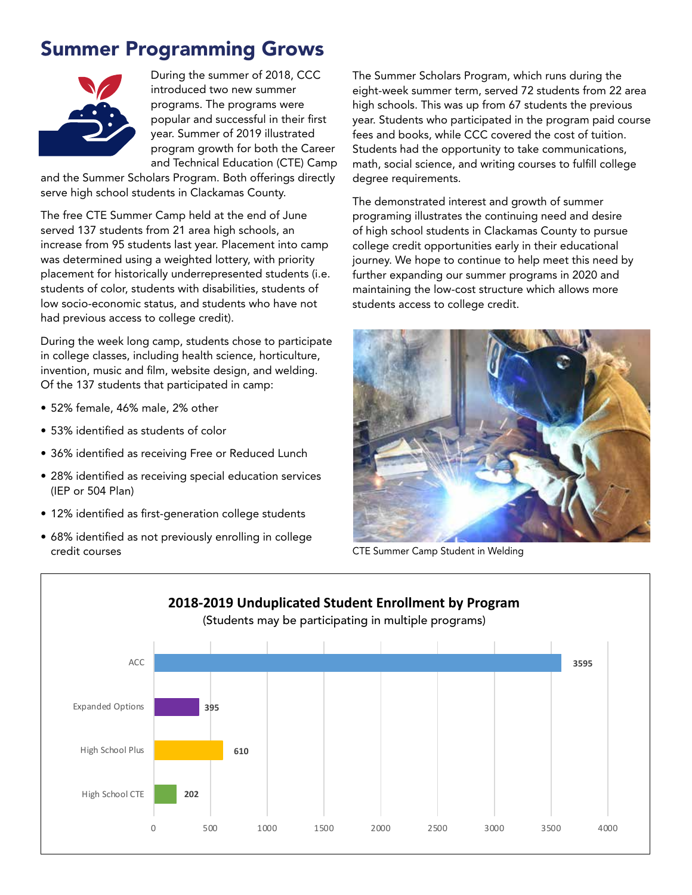# Summer Programming Grows

During the summer of 2018, CCC introduced two new summer programs. The programs were popular and successful in their first year. Summer of 2019 illustrated program growth for both the Career and Technical Education (CTE) Camp and the Summer Scholars Program. Both offerings directly serve high school students in Clackamas County.

The free CTE Summer Camp held at the end of June served 137 students from 21 area high schools, an increase from 95 students last year. Placement into camp was determined using a weighted lottery, with priority placement for historically underrepresented students (i.e. students of color, students with disabilities, students of low socio-economic status, and students who have not had previous access to college credit).

During the week long camp, students chose to participate in college classes, including health science, horticulture, invention, music and film, website design, and welding. Of the 137 students that participated in camp:

- 52% female, 46% male, 2% other
- 53% identified as students of color
- 36% identified as receiving Free or Reduced Lunch
- 28% identified as receiving special education services (IEP or 504 Plan)
- 12% identified as first-generation college students
- 68% identified as not previously enrolling in college credit courses

The Summer Scholars Program, which runs during the eight-week summer term, served 72 students from 22 area high schools. This was up from 67 students the previous year. Students who participated in the program paid course fees and books, while CCC covered the cost of tuition. Students had the opportunity to take communications, math, social science, and writing courses to fulfill college degree requirements.

The demonstrated interest and growth of summer programing illustrates the continuing need and desire of high school students in Clackamas County to pursue college credit opportunities early in their educational journey. We hope to continue to help meet this need by further expanding our summer programs in 2020 and maintaining the low-cost structure which allows more students access to college credit.

CTE Summer Camp Student in Welding

**2018-2019 Unduplicated Student Enrollment by Program**

(Students may be participating in multiple programs)

ACC 3595

Expanded Options 395

High School Plus 610

High School CTE 202

0 500 1000 1500 2000 2500 3000 3500 4000